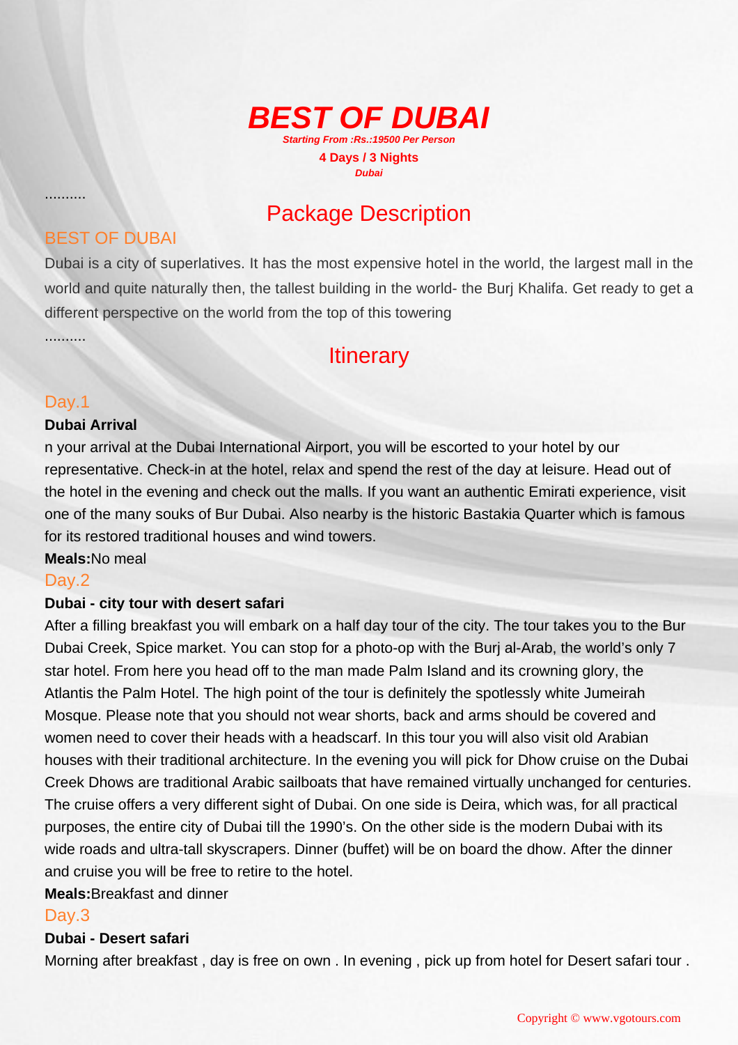# BEST OF DUBAI

***Starting From :Rs.:19500 Per Person***

**4 Days / 3 Nights**

***Dubai***

..........

## Package Description

### BEST OF DUBAI

Dubai is a city of superlatives. It has the most expensive hotel in the world, the largest mall in the world and quite naturally then, the tallest building in the world- the Burj Khalifa. Get ready to get a different perspective on the world from the top of this towering

..........

## Itinerary

### Day.1

**Dubai Arrival**

n your arrival at the Dubai International Airport, you will be escorted to your hotel by our representative. Check-in at the hotel, relax and spend the rest of the day at leisure. Head out of the hotel in the evening and check out the malls. If you want an authentic Emirati experience, visit one of the many souks of Bur Dubai. Also nearby is the historic Bastakia Quarter which is famous for its restored traditional houses and wind towers.

**Meals:**No meal

### Day.2

**Dubai - city tour with desert safari**

After a filling breakfast you will embark on a half day tour of the city. The tour takes you to the Bur Dubai Creek, Spice market. You can stop for a photo-op with the Burj al-Arab, the world's only 7 star hotel. From here you head off to the man made Palm Island and its crowning glory, the Atlantis the Palm Hotel. The high point of the tour is definitely the spotlessly white Jumeirah Mosque. Please note that you should not wear shorts, back and arms should be covered and women need to cover their heads with a headscarf. In this tour you will also visit old Arabian houses with their traditional architecture. In the evening you will pick for Dhow cruise on the Dubai Creek Dhows are traditional Arabic sailboats that have remained virtually unchanged for centuries. The cruise offers a very different sight of Dubai. On one side is Deira, which was, for all practical purposes, the entire city of Dubai till the 1990's. On the other side is the modern Dubai with its wide roads and ultra-tall skyscrapers. Dinner (buffet) will be on board the dhow. After the dinner and cruise you will be free to retire to the hotel.

**Meals:**Breakfast and dinner

### Day.3

**Dubai - Desert safari**

Morning after breakfast , day is free on own . In evening , pick up from hotel for Desert safari tour .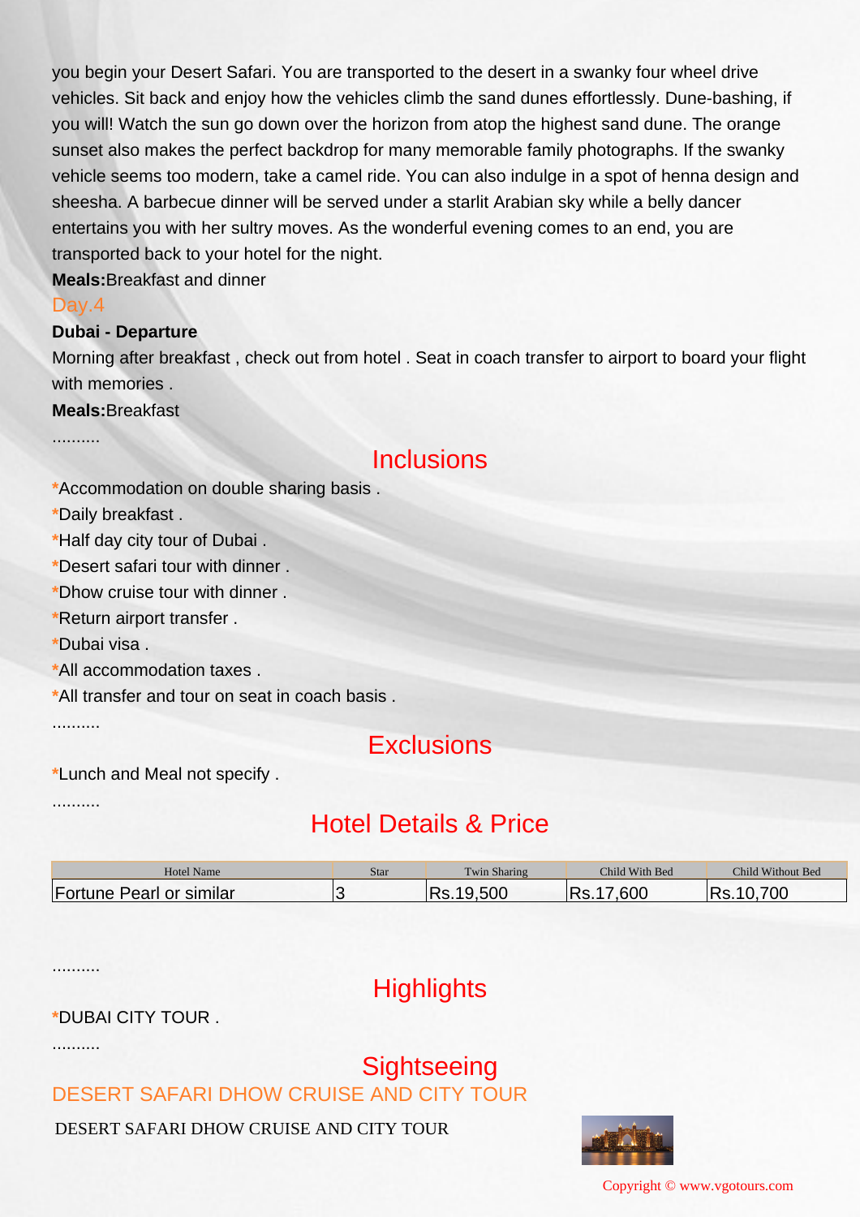you begin your Desert Safari. You are transported to the desert in a swanky four wheel drive vehicles. Sit back and enjoy how the vehicles climb the sand dunes effortlessly. Dune-bashing, if you will! Watch the sun go down over the horizon from atop the highest sand dune. The orange sunset also makes the perfect backdrop for many memorable family photographs. If the swanky vehicle seems too modern, take a camel ride. You can also indulge in a spot of henna design and sheesha. A barbecue dinner will be served under a starlit Arabian sky while a belly dancer entertains you with her sultry moves. As the wonderful evening comes to an end, you are transported back to your hotel for the night.

**Meals:**Breakfast and dinner

### Day.4

**Dubai - Departure**

Morning after breakfast , check out from hotel . Seat in coach transfer to airport to board your flight with memories .

**Meals:**Breakfast

..........

## Inclusions

*Accommodation on double sharing basis .
*Daily breakfast .
*Half day city tour of Dubai .
*Desert safari tour with dinner .
*Dhow cruise tour with dinner .
*Return airport transfer .
*Dubai visa .
*All accommodation taxes .
*All transfer and tour on seat in coach basis .

..........

## Exclusions

*Lunch and Meal not specify .

..........

## Hotel Details & Price

| Hotel Name | Star | Twin Sharing | Child With Bed | Child Without Bed |
| --- | --- | --- | --- | --- |
| Fortune Pearl or similar | 3 | Rs.19,500 | Rs.17,600 | Rs.10,700 |

..........

## Highlights

*DUBAI CITY TOUR .

..........

## Sightseeing

### DESERT SAFARI DHOW CRUISE AND CITY TOUR

DESERT SAFARI DHOW CRUISE AND CITY TOUR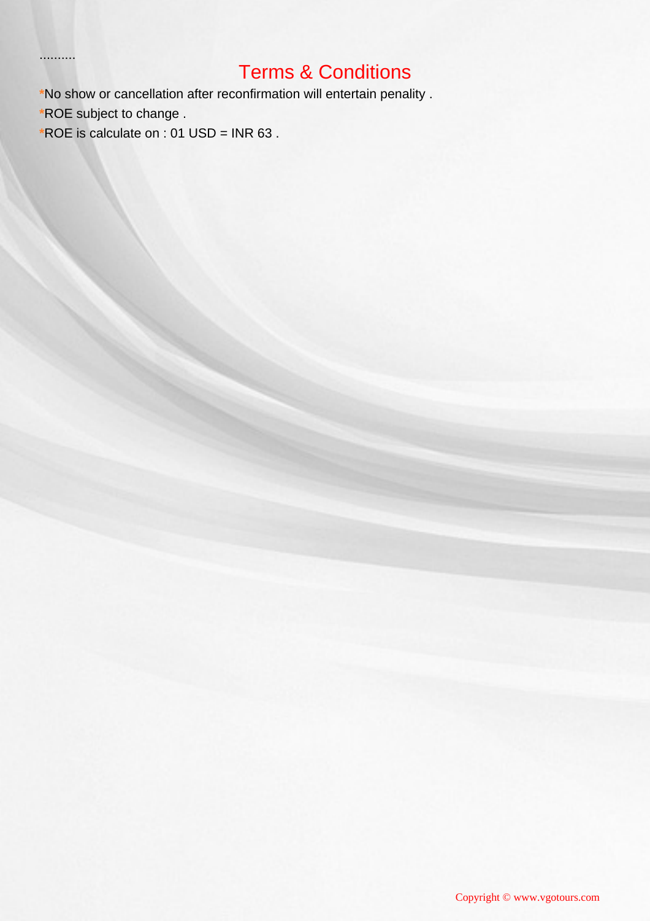..........

## Terms & Conditions

*No show or cancellation after reconfirmation will entertain penality .

*ROE subject to change .

*ROE is calculate on : 01 USD = INR 63 .